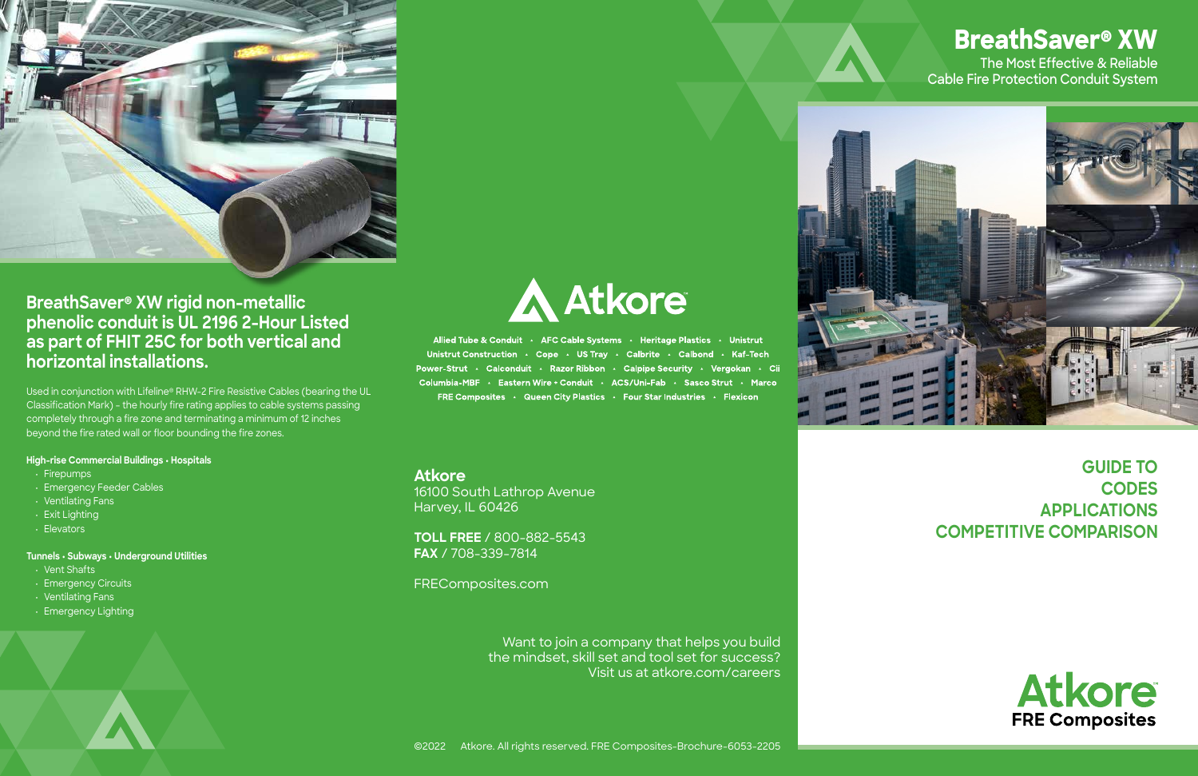## BreathSaver® XW rigid non-metallic phenolic conduit is UL 2196 2-Hour Listed as part of FHIT 25C for both vertical and horizontal installations.

Used in conjunction with Lifeline® RHW-2 Fire Resistive Cables (bearing the UL Classification Mark) - the hourly fire rating applies to cable systems passing completely through a fire zone and terminating a minimum of 12 inches beyond the fire rated wall or floor bounding the fire zones.

**High-rise Commercial Buildings • Hospitals**

- Firepumps
- Emergency Feeder Cables
- Ventilating Fans
- Exit Lighting
- Elevators

**Tunnels • Subways • Underground Utilities**

- Vent Shafts
- Emergency Circuits
- Ventilating Fans
- Emergency Lighting

Atkore

Allied Tube & Conduit • AFC Cable Systems • Heritage Plastics • Unistrut • Unistrut Construction • Cope • US Tray • Calbrite • Calbond • Kaf-Tech • Power-Strut • Calconduit • Razor Ribbon • Calpipe Security • Vergokan • Cii • Columbia-MBF • Eastern Wire + Conduit • ACS/Uni-Fab • Sasco Strut • Marco • FRE Composites • Queen City Plastics • Four Star Industries • Flexicon

**Atkore**
16100 South Lathrop Avenue
Harvey, IL 60426

**TOLL FREE** / 800-882-5543
**FAX** / 708-339-7814

FREComposites.com

Want to join a company that helps you build the mindset, skill set and tool set for success? Visit us at atkore.com/careers

©2022 Atkore. All rights reserved. FRE Composites-Brochure-6053-2205

# BreathSaver® XW

The Most Effective & Reliable Cable Fire Protection Conduit System

## GUIDE TO CODES APPLICATIONS COMPETITIVE COMPARISON

Atkore
FRE Composites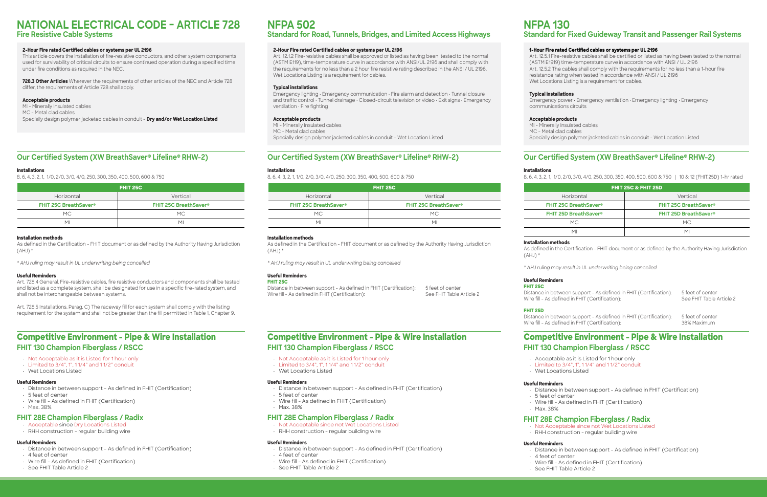# NATIONAL ELECTRICAL CODE - ARTICLE 728

## Fire Resistive Cable Systems

**2-Hour Fire rated Certified cables or systems per UL 2196**

This article covers the installation of fire-resistive conductors, and other system components used for survivability of critical circuits to ensure continued operation during a specified time under fire conditions as required in the NEC.

**728.3 Other Articles** Wherever the requirements of other articles of the NEC and Article 728 differ, the requirements of Article 728 shall apply.

**Acceptable products**

MI - Minerally Insulated cables
MC - Metal clad cables
Specially design polymer jacketed cables in conduit - **Dry and/or Wet Location Listed**

## Our Certified System (XW BreathSaver® Lifeline® RHW-2)

**Installations**

8, 6, 4, 3, 2, 1, 1/0, 2/0, 3/0, 4/0, 250, 300, 350, 400, 500, 600 & 750

| FHIT 25C | |
|---|---|
| Horizontal | Vertical |
| **FHIT 25C BreathSaver®** | **FHIT 25C BreathSaver®** |
| MC | MC |
| MI | MI |

**Installation methods**

As defined in the Certification - FHIT document or as defined by the Authority Having Jurisdiction (AHJ) *

*\* AHJ ruling may result in UL underwriting being cancelled*

**Useful Reminders**

Art. 728.4 General. Fire-resistive cables, fire resistive conductors and components shall be tested and listed as a complete system, shall be designated for use in a specific fire-rated system, and shall not be interchangeable between systems.

Art. 728.5 Installations. Parag. C) The raceway fill for each system shall comply with the listing requirement for the system and shall not be greater than the fill permitted in Table 1, Chapter 9.

## Competitive Environment - Pipe & Wire Installation

### FHIT 130 Champion Fiberglass / RSCC

- Not Acceptable as it is Listed for 1 hour only
- Limited to 3/4", 1", 1 1/4" and 1 1/2" conduit
- Wet Locations Listed

**Useful Reminders**

- Distance in between support - As defined in FHIT (Certification)
- 5 feet of center
- Wire fill - As defined in FHIT (Certification)
- Max. 38%

### FHIT 28E Champion Fiberglass / Radix

- Acceptable since Dry Locations Listed
- RHH construction - regular building wire

**Useful Reminders**

- Distance in between support - As defined in FHIT (Certification)
- 4 feet of center
- Wire fill - As defined in FHIT (Certification)
- See FHIT Table Article 2

# NFPA 502

## Standard for Road, Tunnels, Bridges, and Limited Access Highways

**2-Hour Fire rated Certified cables or systems per UL 2196**

Art. 12.1.2 Fire-resistive cables shall be approved or listed as having been tested to the normal (ASTM E119), time-temperature curve in accordance with ANSI/UL 2196 and shall comply with the requirements for no less than a 2 hour fire resistive rating described in the ANSI / UL 2196. Wet Locations Listing is a requirement for cables.

**Typical installations**

Emergency lighting · Emergency communication · Fire alarm and detection · Tunnel closure and traffic control · Tunnel drainage · Closed-circuit television or video · Exit signs · Emergency ventilation · Fire fighting

**Acceptable products**

MI - Minerally Insulated cables
MC - Metal clad cables
Specially design polymer jacketed cables in conduit - Wet Location Listed

## Our Certified System (XW BreathSaver® Lifeline® RHW-2)

**Installations**

8, 6, 4, 3, 2, 1, 1/0, 2/0, 3/0, 4/0, 250, 300, 350, 400, 500, 600 & 750

| FHIT 25C | |
|---|---|
| Horizontal | Vertical |
| **FHIT 25C BreathSaver®** | **FHIT 25C BreathSaver®** |
| MC | MC |
| MI | MI |

**Installation methods**

As defined in the Certification - FHIT document or as defined by the Authority Having Jurisdiction (AHJ) *

*\* AHJ ruling may result in UL underwriting being cancelled*

**Useful Reminders**

**FHIT 25C**

Distance in between support - As defined in FHIT (Certification): 5 feet of center
Wire fill - As defined in FHIT (Certification): See FHIT Table Article 2

## Competitive Environment - Pipe & Wire Installation

### FHIT 130 Champion Fiberglass / RSCC

- Not Acceptable as it is Listed for 1 hour only
- Limited to 3/4", 1", 1 1/4" and 1 1/2" conduit
- Wet Locations Listed

**Useful Reminders**

- Distance in between support - As defined in FHIT (Certification)
- 5 feet of center
- Wire fill - As defined in FHIT (Certification)
- Max. 38%

### FHIT 28E Champion Fiberglass / Radix

- Not Acceptable since not Wet Locations Listed
- RHH construction - regular building wire

**Useful Reminders**

- Distance in between support - As defined in FHIT (Certification)
- 4 feet of center
- Wire fill - As defined in FHIT (Certification)
- See FHIT Table Article 2

# NFPA 130

## Standard for Fixed Guideway Transit and Passenger Rail Systems

**1-Hour Fire rated Certified cables or systems per UL 2196**

Art. 12.5.1 Fire-resistive cables shall be certified or listed as having been tested to the normal (ASTM E1919) time-temperature curve in accordance with ANSI / UL 2196
Art. 12.5.2 The cables shall comply with the requirements for no less than a 1-hour fire resistance rating when tested in accordance with ANSI / UL 2196
Wet Locations Listing is a requirement for cables.

**Typical installations**

Emergency power · Emergency ventilation · Emergency lighting · Emergency communications circuits

**Acceptable products**

MI - Minerally Insulated cables
MC - Metal clad cables
Specially design polymer jacketed cables in conduit - Wet Location Listed

## Our Certified System (XW BreathSaver® Lifeline® RHW-2)

**Installations**

8, 6, 4, 3, 2, 1, 1/0, 2/0, 3/0, 4/0, 250, 300, 350, 400, 500, 600 & 750 | 10 & 12 (FHIT.25D) 1-hr rated

| FHIT 25C & FHIT 25D | |
|---|---|
| Horizontal | Vertical |
| **FHIT 25C BreathSaver®** | **FHIT 25C BreathSaver®** |
| **FHIT 25D BreathSaver®** | **FHIT 25D BreathSaver®** |
| MC | MC |
| MI | MI |

**Installation methods**

As defined in the Certification - FHIT document or as defined by the Authority Having Jurisdiction (AHJ) *

*\* AHJ ruling may result in UL underwriting being cancelled*

**Useful Reminders**

**FHIT 25C**

Distance in between support - As defined in FHIT (Certification): 5 feet of center
Wire fill - As defined in FHIT (Certification): See FHIT Table Article 2

**FHIT 25D**

Distance in between support - As defined in FHIT (Certification): 5 feet of center
Wire fill - As defined in FHIT (Certification): 38% Maximum

## Competitive Environment - Pipe & Wire Installation

### FHIT 130 Champion Fiberglass / RSCC

- Acceptable as it is Listed for 1 hour only
- Limited to 3/4", 1", 1 1/4" and 1 1/2" conduit
- Wet Locations Listed

**Useful Reminders**

- Distance in between support - As defined in FHIT (Certification)
- 5 feet of center
- Wire fill - As defined in FHIT (Certification)
- Max. 38%

### FHIT 28E Champion Fiberglass / Radix

- Not Acceptable since not Wet Locations Listed
- RHH construction - regular building wire

**Useful Reminders**

- Distance in between support - As defined in FHIT (Certification)
- 4 feet of center
- Wire fill - As defined in FHIT (Certification)
- See FHIT Table Article 2